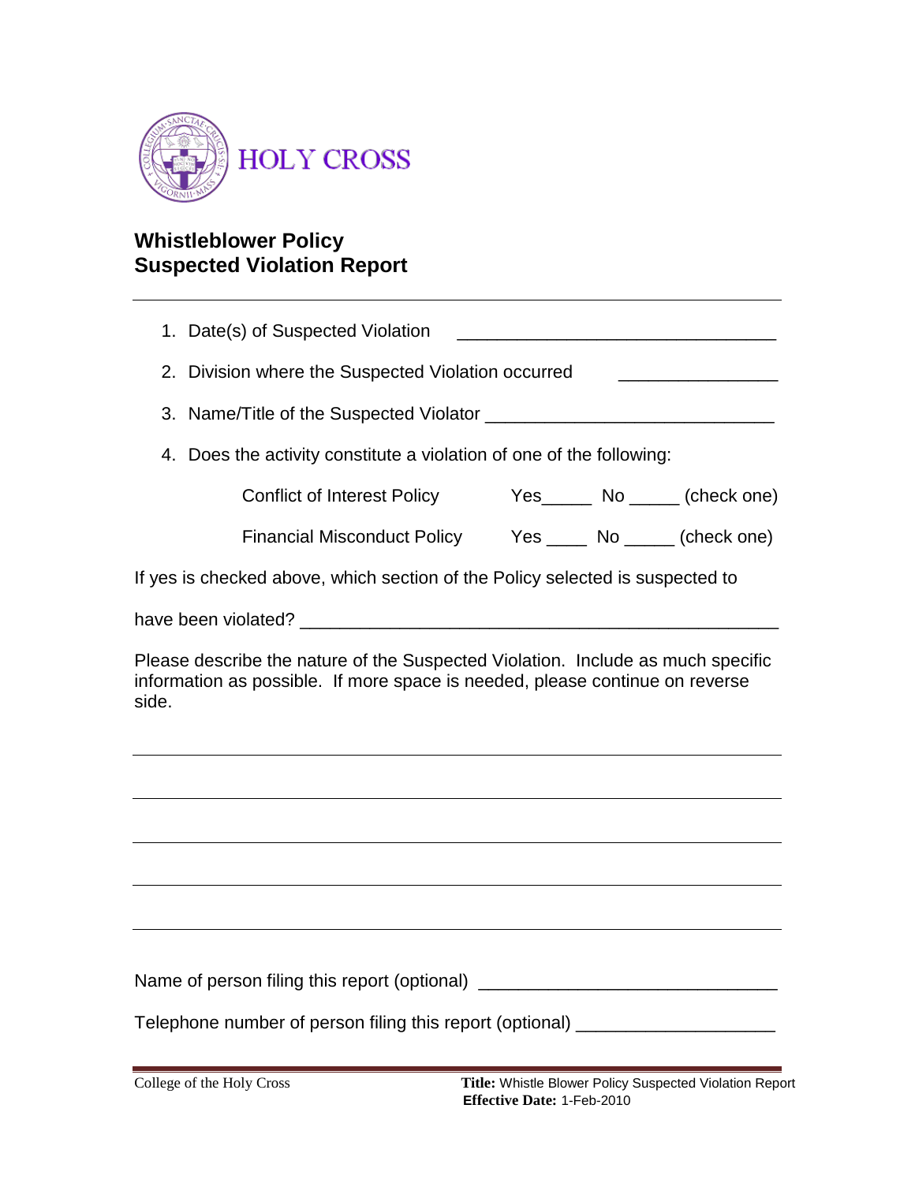HOLY CROSS

## Whistleblower Policy
## Suspected Violation Report

---

1. Date(s) of Suspected Violation ________________________________
2. Division where the Suspected Violation occurred ________________
3. Name/Title of the Suspected Violator _____________________________
4. Does the activity constitute a violation of one of the following:

   Conflict of Interest Policy    Yes_____ No _____ (check one)

   Financial Misconduct Policy    Yes ____ No _____ (check one)

If yes is checked above, which section of the Policy selected is suspected to have been violated? ________________________________________________

Please describe the nature of the Suspected Violation. Include as much specific information as possible. If more space is needed, please continue on reverse side.

______________________________________________________________________

______________________________________________________________________

______________________________________________________________________

______________________________________________________________________

______________________________________________________________________

Name of person filing this report (optional) ______________________________

Telephone number of person filing this report (optional) ____________________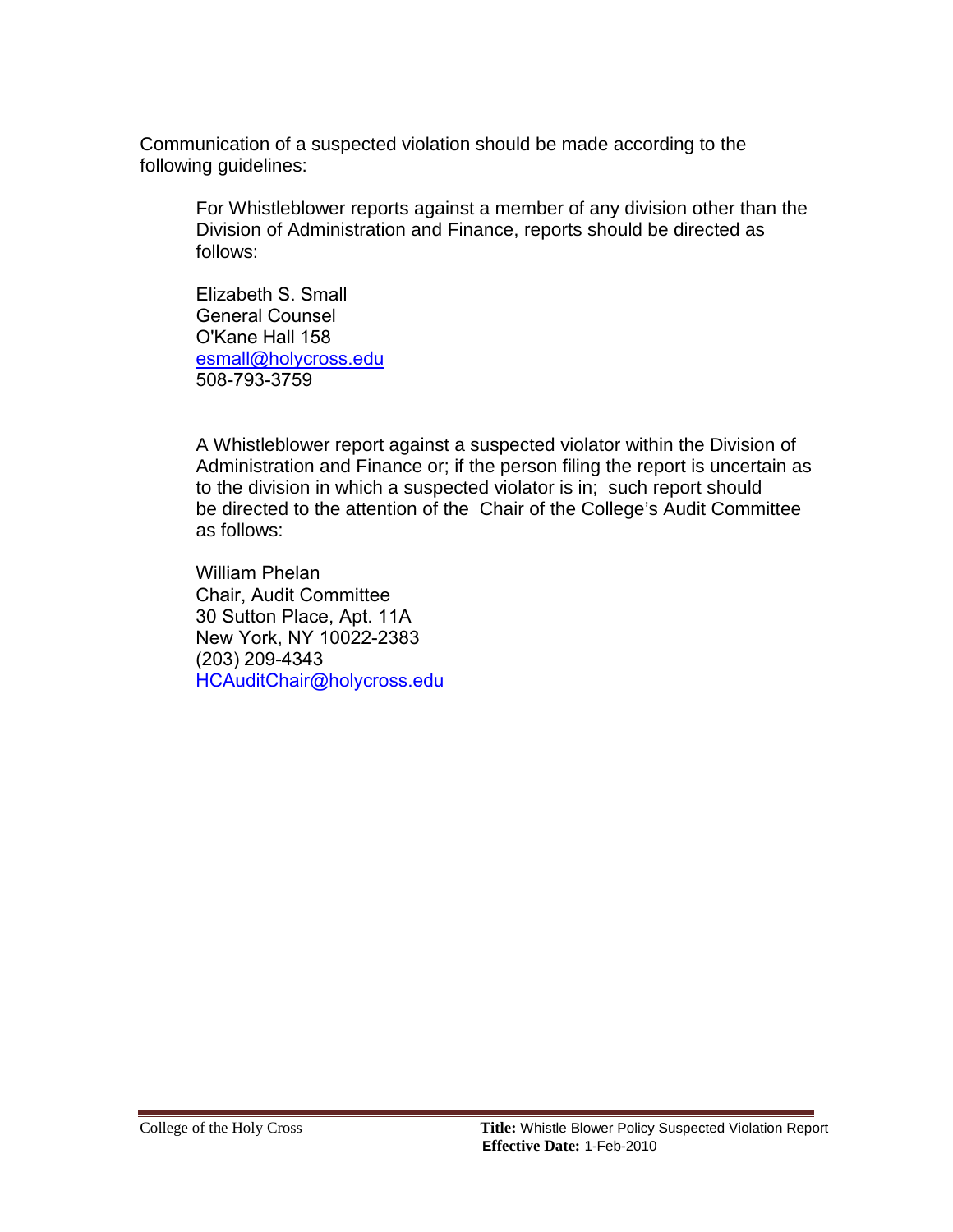Communication of a suspected violation should be made according to the following guidelines:

For Whistleblower reports against a member of any division other than the Division of Administration and Finance, reports should be directed as follows:

Elizabeth S. Small
General Counsel
O'Kane Hall 158
esmall@holycross.edu
508-793-3759

A Whistleblower report against a suspected violator within the Division of Administration and Finance or; if the person filing the report is uncertain as to the division in which a suspected violator is in; such report should be directed to the attention of the Chair of the College's Audit Committee as follows:

William Phelan
Chair, Audit Committee
30 Sutton Place, Apt. 11A
New York, NY 10022-2383
(203) 209-4343
HCAuditChair@holycross.edu